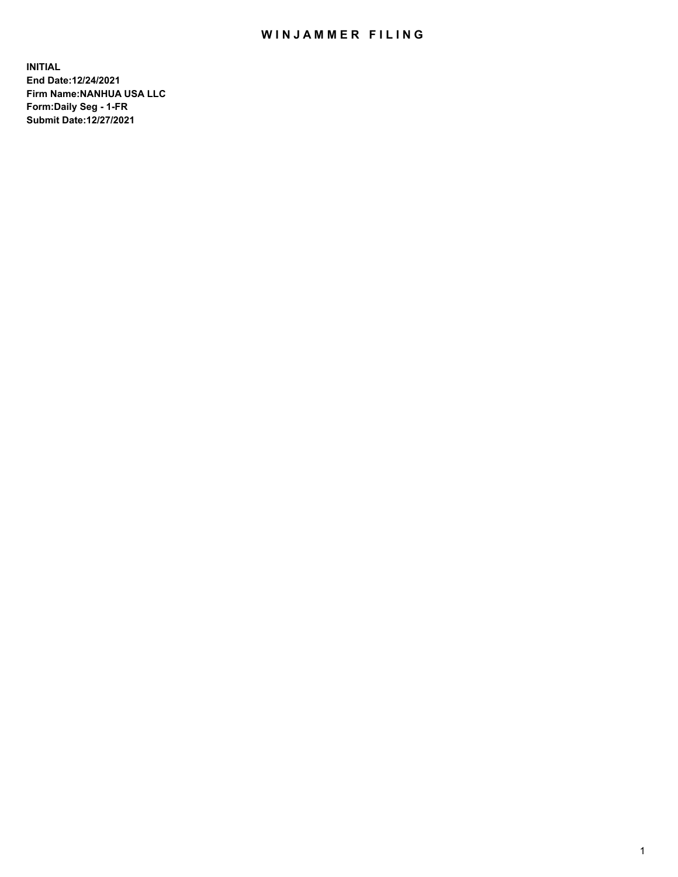# WINJAMMER FILING

**INITIAL**
**End Date:12/24/2021**
**Firm Name:NANHUA USA LLC**
**Form:Daily Seg - 1-FR**
**Submit Date:12/27/2021**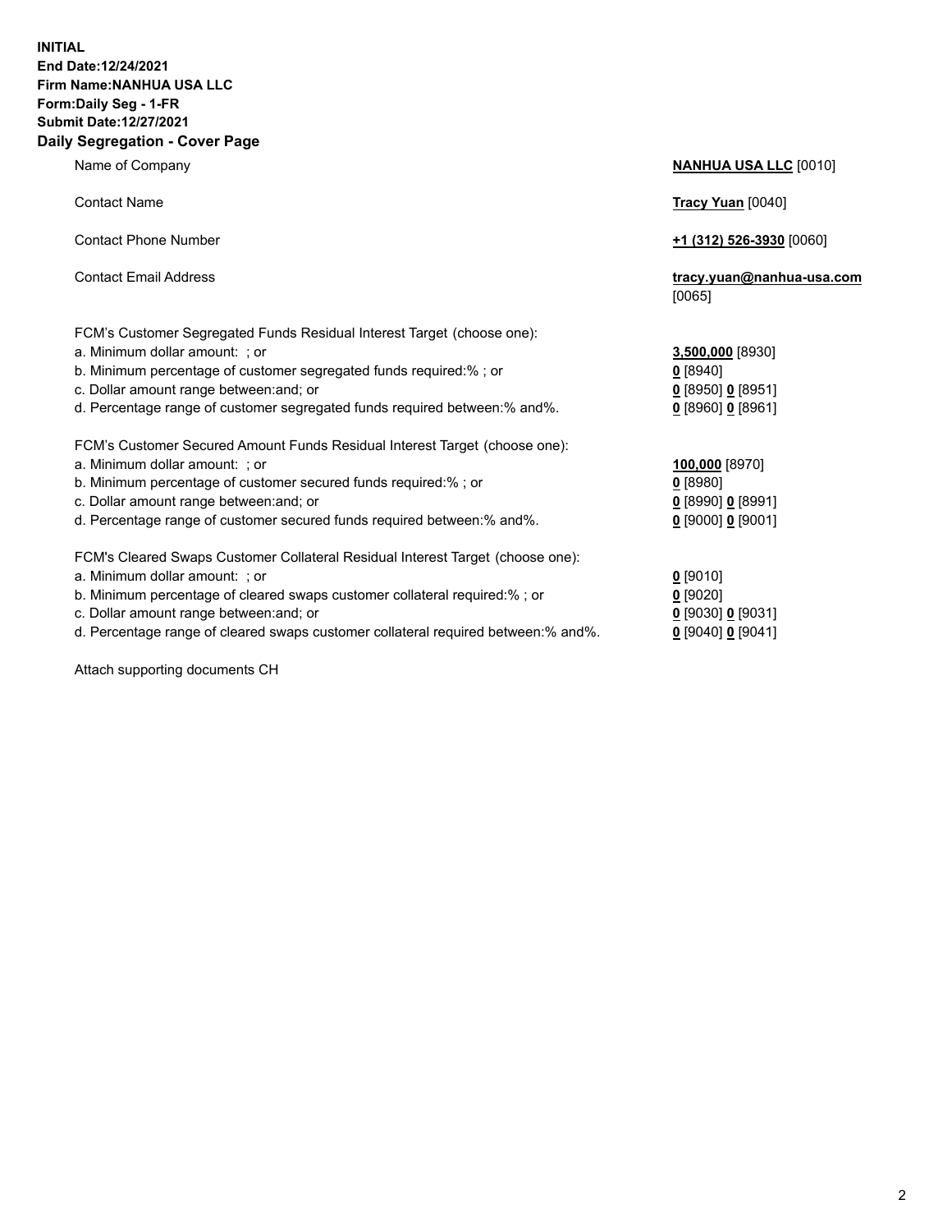**INITIAL**
**End Date:12/24/2021**
**Firm Name:NANHUA USA LLC**
**Form:Daily Seg - 1-FR**
**Submit Date:12/27/2021**

## Daily Segregation - Cover Page

| | |
|---|---|
| Name of Company | **NANHUA USA LLC** [0010] |
| Contact Name | **Tracy Yuan** [0040] |
| Contact Phone Number | **+1 (312) 526-3930** [0060] |
| Contact Email Address | **tracy.yuan@nanhua-usa.com** [0065] |
| FCM's Customer Segregated Funds Residual Interest Target (choose one): | |
| a. Minimum dollar amount: ; or | **3,500,000** [8930] |
| b. Minimum percentage of customer segregated funds required:% ; or | **0** [8940] |
| c. Dollar amount range between:and; or | **0** [8950] **0** [8951] |
| d. Percentage range of customer segregated funds required between:% and%. | **0** [8960] **0** [8961] |
| FCM's Customer Secured Amount Funds Residual Interest Target (choose one): | |
| a. Minimum dollar amount: ; or | **100,000** [8970] |
| b. Minimum percentage of customer secured funds required:% ; or | **0** [8980] |
| c. Dollar amount range between:and; or | **0** [8990] **0** [8991] |
| d. Percentage range of customer secured funds required between:% and%. | **0** [9000] **0** [9001] |
| FCM's Cleared Swaps Customer Collateral Residual Interest Target (choose one): | |
| a. Minimum dollar amount: ; or | **0** [9010] |
| b. Minimum percentage of cleared swaps customer collateral required:% ; or | **0** [9020] |
| c. Dollar amount range between:and; or | **0** [9030] **0** [9031] |
| d. Percentage range of cleared swaps customer collateral required between:% and%. | **0** [9040] **0** [9041] |

Attach supporting documents CH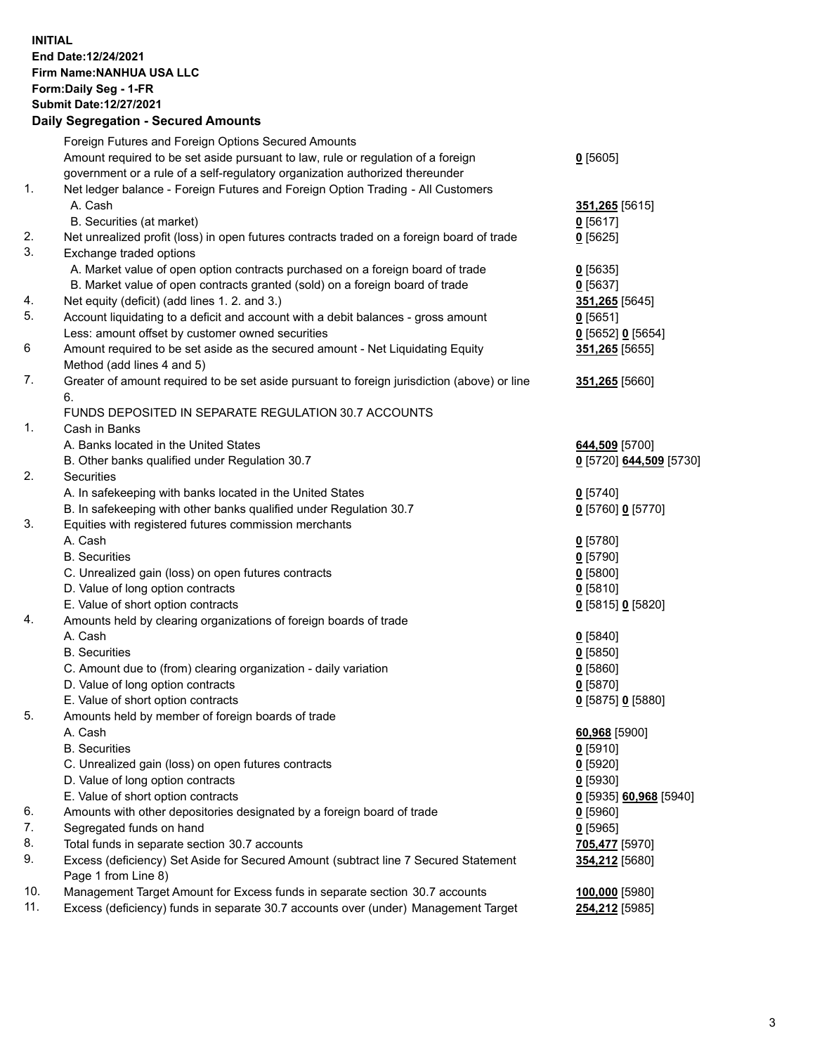**INITIAL**
**End Date:12/24/2021**
**Firm Name:NANHUA USA LLC**
**Form:Daily Seg - 1-FR**
**Submit Date:12/27/2021**

## Daily Segregation - Secured Amounts

| | | |
|---|---|---|
| | Foreign Futures and Foreign Options Secured Amounts | |
| | Amount required to be set aside pursuant to law, rule or regulation of a foreign government or a rule of a self-regulatory organization authorized thereunder | **0** [5605] |
| 1. | Net ledger balance - Foreign Futures and Foreign Option Trading - All Customers | |
| | A. Cash | **351,265** [5615] |
| | B. Securities (at market) | **0** [5617] |
| 2. | Net unrealized profit (loss) in open futures contracts traded on a foreign board of trade | **0** [5625] |
| 3. | Exchange traded options | |
| | A. Market value of open option contracts purchased on a foreign board of trade | **0** [5635] |
| | B. Market value of open contracts granted (sold) on a foreign board of trade | **0** [5637] |
| 4. | Net equity (deficit) (add lines 1. 2. and 3.) | **351,265** [5645] |
| 5. | Account liquidating to a deficit and account with a debit balances - gross amount | **0** [5651] |
| | Less: amount offset by customer owned securities | **0** [5652] **0** [5654] |
| 6 | Amount required to be set aside as the secured amount - Net Liquidating Equity Method (add lines 4 and 5) | **351,265** [5655] |
| 7. | Greater of amount required to be set aside pursuant to foreign jurisdiction (above) or line 6. | **351,265** [5660] |
| | FUNDS DEPOSITED IN SEPARATE REGULATION 30.7 ACCOUNTS | |
| 1. | Cash in Banks | |
| | A. Banks located in the United States | **644,509** [5700] |
| | B. Other banks qualified under Regulation 30.7 | **0** [5720] **644,509** [5730] |
| 2. | Securities | |
| | A. In safekeeping with banks located in the United States | **0** [5740] |
| | B. In safekeeping with other banks qualified under Regulation 30.7 | **0** [5760] **0** [5770] |
| 3. | Equities with registered futures commission merchants | |
| | A. Cash | **0** [5780] |
| | B. Securities | **0** [5790] |
| | C. Unrealized gain (loss) on open futures contracts | **0** [5800] |
| | D. Value of long option contracts | **0** [5810] |
| | E. Value of short option contracts | **0** [5815] **0** [5820] |
| 4. | Amounts held by clearing organizations of foreign boards of trade | |
| | A. Cash | **0** [5840] |
| | B. Securities | **0** [5850] |
| | C. Amount due to (from) clearing organization - daily variation | **0** [5860] |
| | D. Value of long option contracts | **0** [5870] |
| | E. Value of short option contracts | **0** [5875] **0** [5880] |
| 5. | Amounts held by member of foreign boards of trade | |
| | A. Cash | **60,968** [5900] |
| | B. Securities | **0** [5910] |
| | C. Unrealized gain (loss) on open futures contracts | **0** [5920] |
| | D. Value of long option contracts | **0** [5930] |
| | E. Value of short option contracts | **0** [5935] **60,968** [5940] |
| 6. | Amounts with other depositories designated by a foreign board of trade | **0** [5960] |
| 7. | Segregated funds on hand | **0** [5965] |
| 8. | Total funds in separate section 30.7 accounts | **705,477** [5970] |
| 9. | Excess (deficiency) Set Aside for Secured Amount (subtract line 7 Secured Statement Page 1 from Line 8) | **354,212** [5680] |
| 10. | Management Target Amount for Excess funds in separate section 30.7 accounts | **100,000** [5980] |
| 11. | Excess (deficiency) funds in separate 30.7 accounts over (under) Management Target | **254,212** [5985] |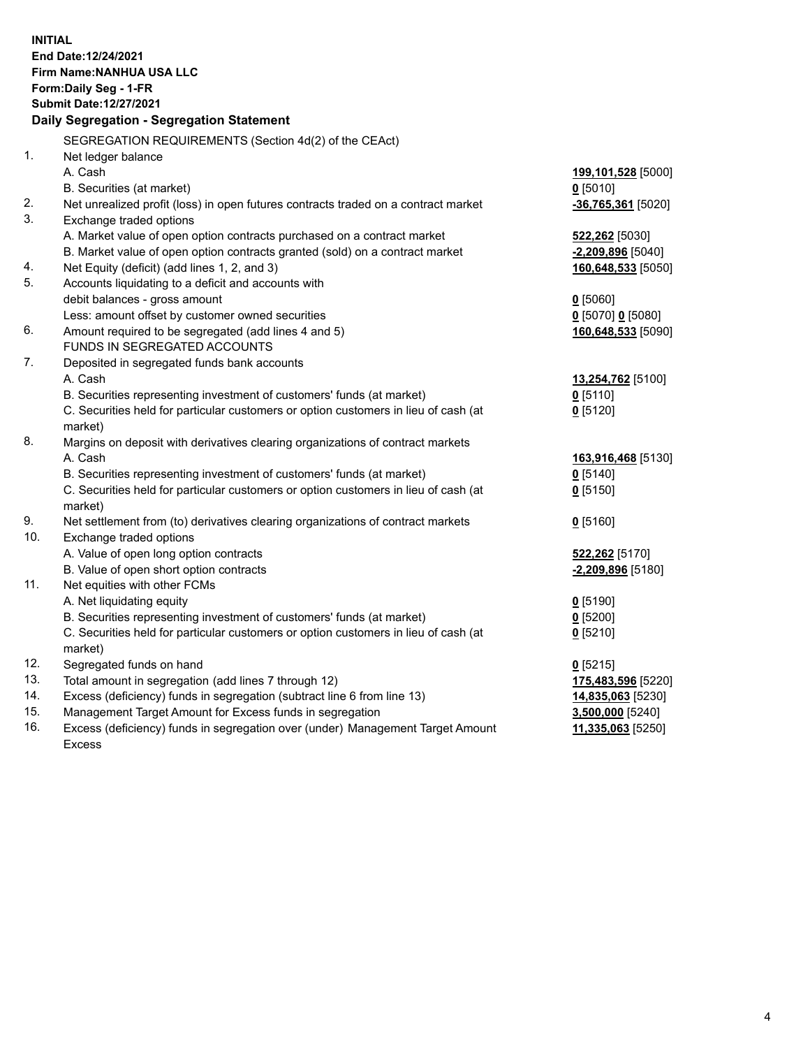**INITIAL**
**End Date:12/24/2021**
**Firm Name:NANHUA USA LLC**
**Form:Daily Seg - 1-FR**
**Submit Date:12/27/2021**

**Daily Segregation - Segregation Statement**

| | | |
|---|---|---|
| | SEGREGATION REQUIREMENTS (Section 4d(2) of the CEAct) | |
| 1. | Net ledger balance | |
| | A. Cash | **199,101,528** [5000] |
| | B. Securities (at market) | **0** [5010] |
| 2. | Net unrealized profit (loss) in open futures contracts traded on a contract market | **-36,765,361** [5020] |
| 3. | Exchange traded options | |
| | A. Market value of open option contracts purchased on a contract market | **522,262** [5030] |
| | B. Market value of open option contracts granted (sold) on a contract market | **-2,209,896** [5040] |
| 4. | Net Equity (deficit) (add lines 1, 2, and 3) | **160,648,533** [5050] |
| 5. | Accounts liquidating to a deficit and accounts with debit balances - gross amount | **0** [5060] |
| | Less: amount offset by customer owned securities | **0** [5070] **0** [5080] |
| 6. | Amount required to be segregated (add lines 4 and 5) | **160,648,533** [5090] |
| | FUNDS IN SEGREGATED ACCOUNTS | |
| 7. | Deposited in segregated funds bank accounts | |
| | A. Cash | **13,254,762** [5100] |
| | B. Securities representing investment of customers' funds (at market) | **0** [5110] |
| | C. Securities held for particular customers or option customers in lieu of cash (at market) | **0** [5120] |
| 8. | Margins on deposit with derivatives clearing organizations of contract markets | |
| | A. Cash | **163,916,468** [5130] |
| | B. Securities representing investment of customers' funds (at market) | **0** [5140] |
| | C. Securities held for particular customers or option customers in lieu of cash (at market) | **0** [5150] |
| 9. | Net settlement from (to) derivatives clearing organizations of contract markets | **0** [5160] |
| 10. | Exchange traded options | |
| | A. Value of open long option contracts | **522,262** [5170] |
| | B. Value of open short option contracts | **-2,209,896** [5180] |
| 11. | Net equities with other FCMs | |
| | A. Net liquidating equity | **0** [5190] |
| | B. Securities representing investment of customers' funds (at market) | **0** [5200] |
| | C. Securities held for particular customers or option customers in lieu of cash (at market) | **0** [5210] |
| 12. | Segregated funds on hand | **0** [5215] |
| 13. | Total amount in segregation (add lines 7 through 12) | **175,483,596** [5220] |
| 14. | Excess (deficiency) funds in segregation (subtract line 6 from line 13) | **14,835,063** [5230] |
| 15. | Management Target Amount for Excess funds in segregation | **3,500,000** [5240] |
| 16. | Excess (deficiency) funds in segregation over (under) Management Target Amount Excess | **11,335,063** [5250] |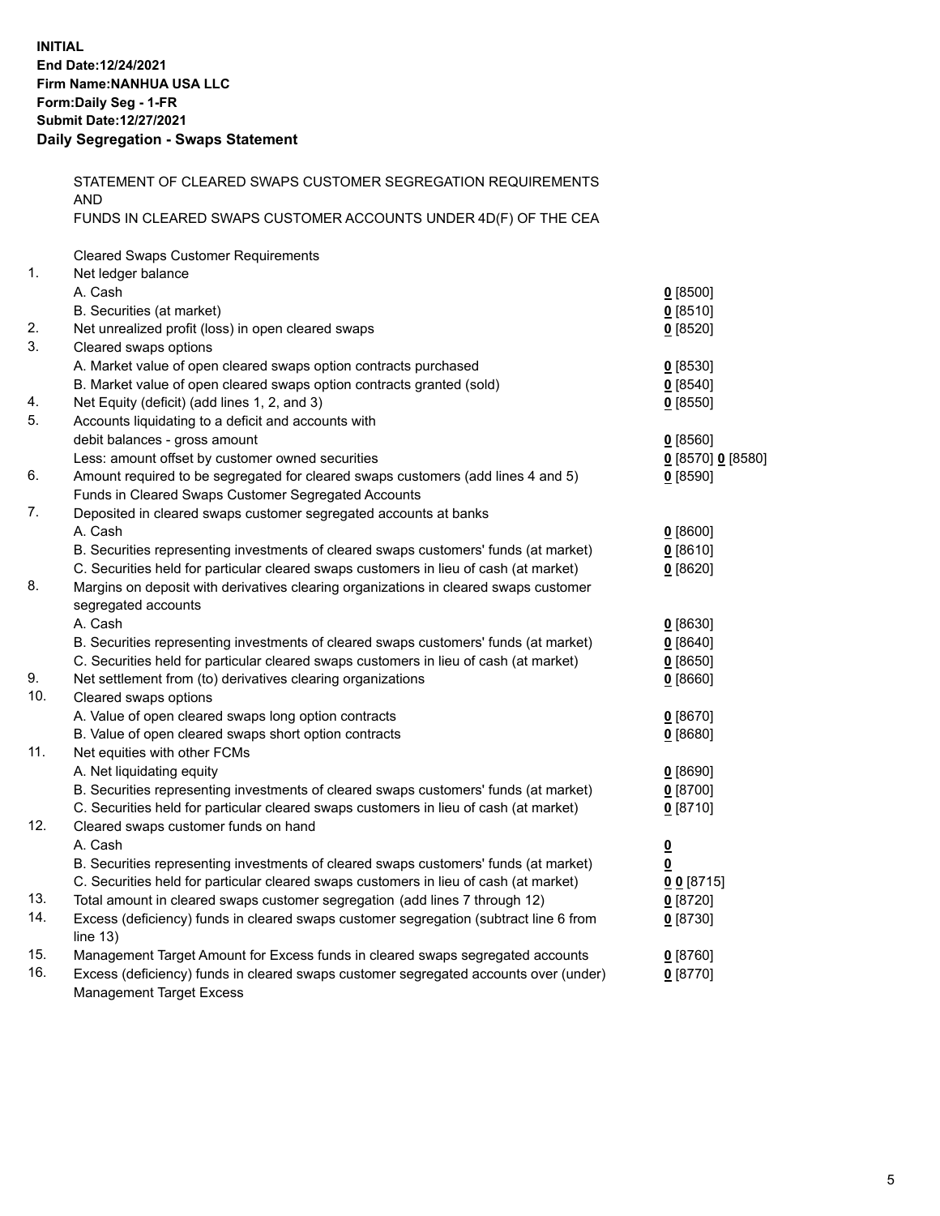**INITIAL**
**End Date:12/24/2021**
**Firm Name:NANHUA USA LLC**
**Form:Daily Seg - 1-FR**
**Submit Date:12/27/2021**
**Daily Segregation - Swaps Statement**

STATEMENT OF CLEARED SWAPS CUSTOMER SEGREGATION REQUIREMENTS AND FUNDS IN CLEARED SWAPS CUSTOMER ACCOUNTS UNDER 4D(F) OF THE CEA

| | | |
|---|---|---|
| | Cleared Swaps Customer Requirements | |
| 1. | Net ledger balance | |
| | A. Cash | 0 [8500] |
| | B. Securities (at market) | 0 [8510] |
| 2. | Net unrealized profit (loss) in open cleared swaps | 0 [8520] |
| 3. | Cleared swaps options | |
| | A. Market value of open cleared swaps option contracts purchased | 0 [8530] |
| | B. Market value of open cleared swaps option contracts granted (sold) | 0 [8540] |
| 4. | Net Equity (deficit) (add lines 1, 2, and 3) | 0 [8550] |
| 5. | Accounts liquidating to a deficit and accounts with debit balances - gross amount | 0 [8560] |
| | Less: amount offset by customer owned securities | 0 [8570] 0 [8580] |
| 6. | Amount required to be segregated for cleared swaps customers (add lines 4 and 5) | 0 [8590] |
| | Funds in Cleared Swaps Customer Segregated Accounts | |
| 7. | Deposited in cleared swaps customer segregated accounts at banks | |
| | A. Cash | 0 [8600] |
| | B. Securities representing investments of cleared swaps customers' funds (at market) | 0 [8610] |
| | C. Securities held for particular cleared swaps customers in lieu of cash (at market) | 0 [8620] |
| 8. | Margins on deposit with derivatives clearing organizations in cleared swaps customer segregated accounts | |
| | A. Cash | 0 [8630] |
| | B. Securities representing investments of cleared swaps customers' funds (at market) | 0 [8640] |
| | C. Securities held for particular cleared swaps customers in lieu of cash (at market) | 0 [8650] |
| 9. | Net settlement from (to) derivatives clearing organizations | 0 [8660] |
| 10. | Cleared swaps options | |
| | A. Value of open cleared swaps long option contracts | 0 [8670] |
| | B. Value of open cleared swaps short option contracts | 0 [8680] |
| 11. | Net equities with other FCMs | |
| | A. Net liquidating equity | 0 [8690] |
| | B. Securities representing investments of cleared swaps customers' funds (at market) | 0 [8700] |
| | C. Securities held for particular cleared swaps customers in lieu of cash (at market) | 0 [8710] |
| 12. | Cleared swaps customer funds on hand | |
| | A. Cash | 0 |
| | B. Securities representing investments of cleared swaps customers' funds (at market) | 0 |
| | C. Securities held for particular cleared swaps customers in lieu of cash (at market) | 0 0 [8715] |
| 13. | Total amount in cleared swaps customer segregation (add lines 7 through 12) | 0 [8720] |
| 14. | Excess (deficiency) funds in cleared swaps customer segregation (subtract line 6 from line 13) | 0 [8730] |
| 15. | Management Target Amount for Excess funds in cleared swaps segregated accounts | 0 [8760] |
| 16. | Excess (deficiency) funds in cleared swaps customer segregated accounts over (under) Management Target Excess | 0 [8770] |